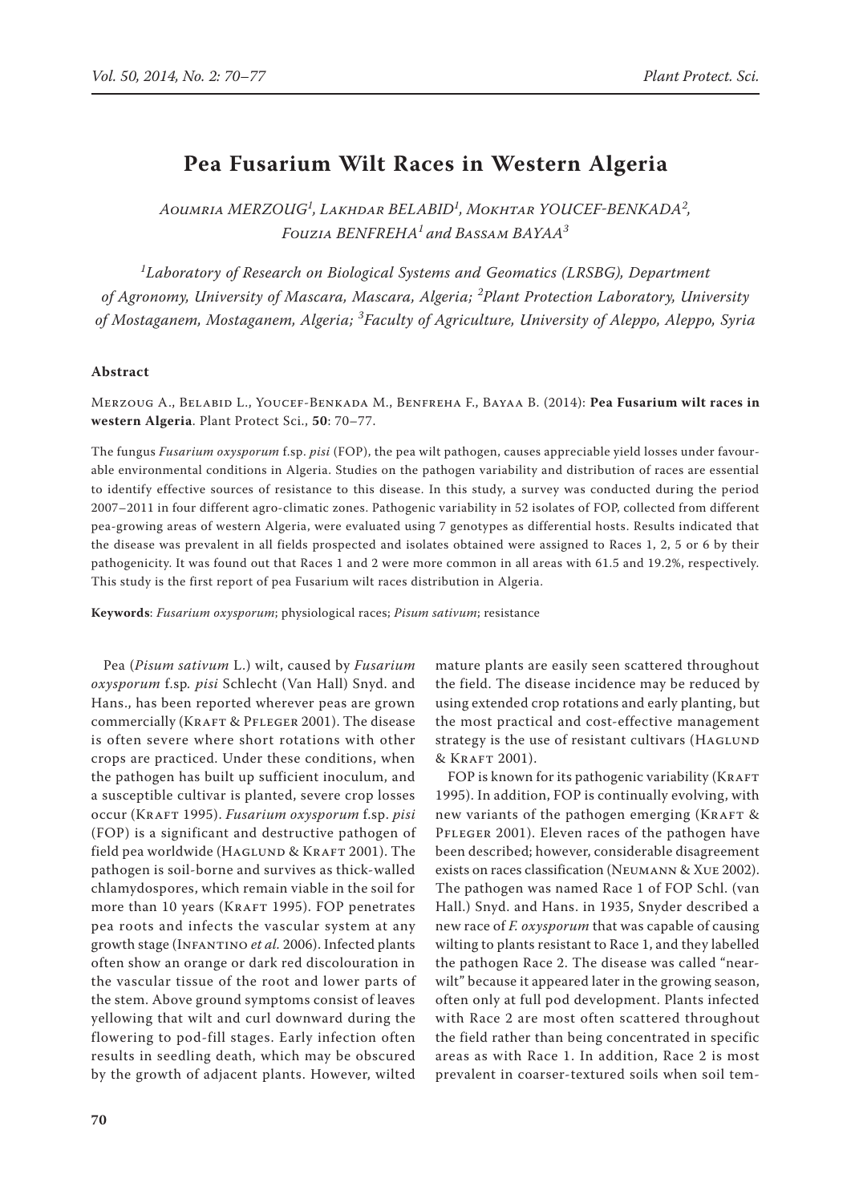# Pea Fusarium Wilt Races in Western Algeria

*Aoumria MERZOUG[1], Lakhdar BELABID[1], Mokhtar YOUCEF-BENKADA[2], Fouzia BENFREHA[1] and Bassam BAYAA[3]*

*[1]Laboratory of Research on Biological Systems and Geomatics (LRSBG), Department of Agronomy, University of Mascara, Mascara, Algeria; [2]Plant Protection Laboratory, University of Mostaganem, Mostaganem, Algeria; [3]Faculty of Agriculture, University of Aleppo, Aleppo, Syria*

## Abstract

Merzoug A., Belabid L., Youcef-Benkada M., Benfreha F., Bayaa B. (2014): **Pea Fusarium wilt races in western Algeria**. Plant Protect Sci., **50**: 70–77.

The fungus *Fusarium oxysporum* f.sp. *pisi* (FOP), the pea wilt pathogen, causes appreciable yield losses under favourable environmental conditions in Algeria. Studies on the pathogen variability and distribution of races are essential to identify effective sources of resistance to this disease. In this study, a survey was conducted during the period 2007–2011 in four different agro-climatic zones. Pathogenic variability in 52 isolates of FOP, collected from different pea-growing areas of western Algeria, were evaluated using 7 genotypes as differential hosts. Results indicated that the disease was prevalent in all fields prospected and isolates obtained were assigned to Races 1, 2, 5 or 6 by their pathogenicity. It was found out that Races 1 and 2 were more common in all areas with 61.5 and 19.2%, respectively. This study is the first report of pea Fusarium wilt races distribution in Algeria.

**Keywords**: *Fusarium oxysporum*; physiological races; *Pisum sativum*; resistance

Pea (*Pisum sativum* L.) wilt, caused by *Fusarium oxysporum* f.sp. *pisi* Schlecht (Van Hall) Snyd. and Hans., has been reported wherever peas are grown commercially (Kraft & Pfleger 2001). The disease is often severe where short rotations with other crops are practiced. Under these conditions, when the pathogen has built up sufficient inoculum, and a susceptible cultivar is planted, severe crop losses occur (Kraft 1995). *Fusarium oxysporum* f.sp. *pisi* (FOP) is a significant and destructive pathogen of field pea worldwide (Haglund & Kraft 2001). The pathogen is soil-borne and survives as thick-walled chlamydospores, which remain viable in the soil for more than 10 years (Kraft 1995). FOP penetrates pea roots and infects the vascular system at any growth stage (Infantino *et al.* 2006). Infected plants often show an orange or dark red discolouration in the vascular tissue of the root and lower parts of the stem. Above ground symptoms consist of leaves yellowing that wilt and curl downward during the flowering to pod-fill stages. Early infection often results in seedling death, which may be obscured by the growth of adjacent plants. However, wilted mature plants are easily seen scattered throughout the field. The disease incidence may be reduced by using extended crop rotations and early planting, but the most practical and cost-effective management strategy is the use of resistant cultivars (Haglund & Kraft 2001).

FOP is known for its pathogenic variability (Kraft 1995). In addition, FOP is continually evolving, with new variants of the pathogen emerging (Kraft & Pfleger 2001). Eleven races of the pathogen have been described; however, considerable disagreement exists on races classification (Neumann & Xue 2002). The pathogen was named Race 1 of FOP Schl. (van Hall.) Snyd. and Hans. in 1935, Snyder described a new race of *F. oxysporum* that was capable of causing wilting to plants resistant to Race 1, and they labelled the pathogen Race 2. The disease was called "near-wilt" because it appeared later in the growing season, often only at full pod development. Plants infected with Race 2 are most often scattered throughout the field rather than being concentrated in specific areas as with Race 1. In addition, Race 2 is most prevalent in coarser-textured soils when soil tem-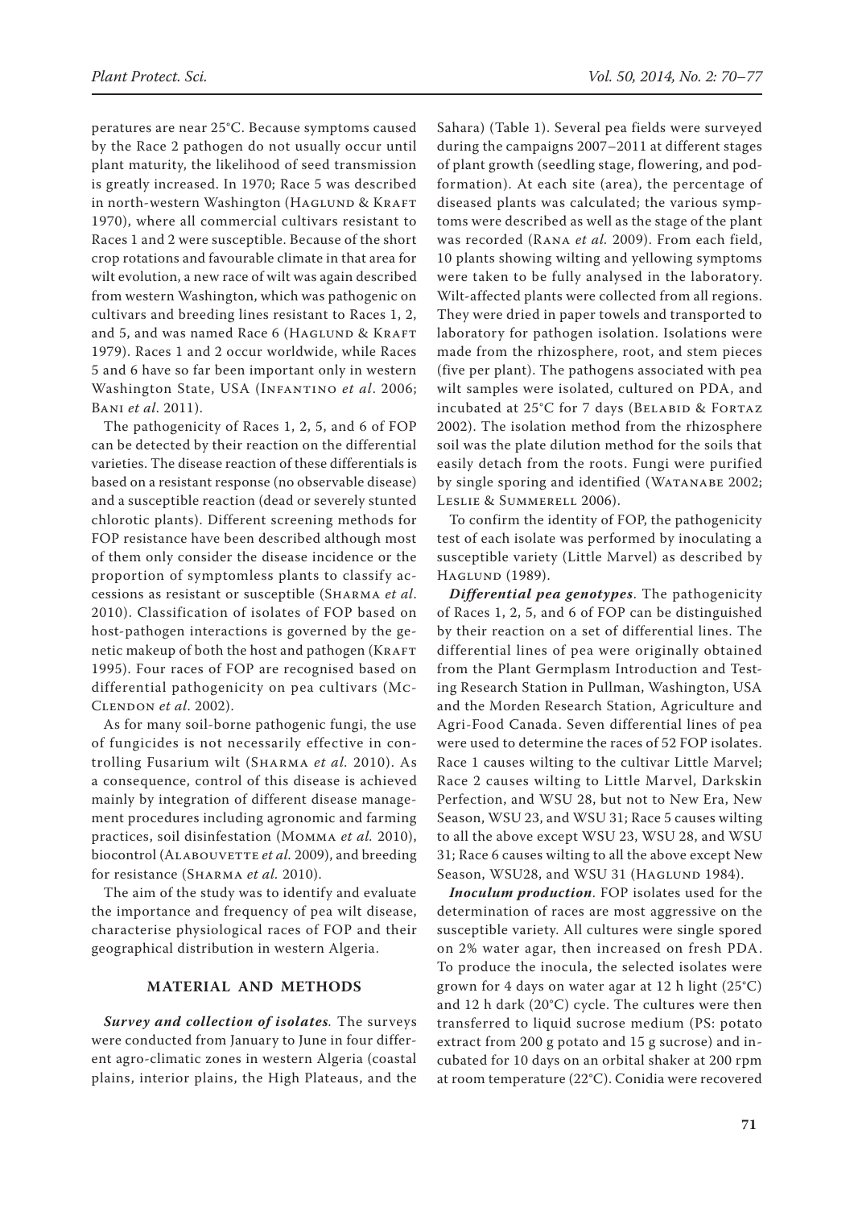peratures are near 25°C. Because symptoms caused by the Race 2 pathogen do not usually occur until plant maturity, the likelihood of seed transmission is greatly increased. In 1970; Race 5 was described in north-western Washington (Haglund & Kraft 1970), where all commercial cultivars resistant to Races 1 and 2 were susceptible. Because of the short crop rotations and favourable climate in that area for wilt evolution, a new race of wilt was again described from western Washington, which was pathogenic on cultivars and breeding lines resistant to Races 1, 2, and 5, and was named Race 6 (Haglund & Kraft 1979). Races 1 and 2 occur worldwide, while Races 5 and 6 have so far been important only in western Washington State, USA (Infantino *et al*. 2006; Bani *et al*. 2011).

The pathogenicity of Races 1, 2, 5, and 6 of FOP can be detected by their reaction on the differential varieties. The disease reaction of these differentials is based on a resistant response (no observable disease) and a susceptible reaction (dead or severely stunted chlorotic plants). Different screening methods for FOP resistance have been described although most of them only consider the disease incidence or the proportion of symptomless plants to classify accessions as resistant or susceptible (Sharma *et al*. 2010). Classification of isolates of FOP based on host-pathogen interactions is governed by the genetic makeup of both the host and pathogen (Kraft 1995). Four races of FOP are recognised based on differential pathogenicity on pea cultivars (McClendon *et al*. 2002).

As for many soil-borne pathogenic fungi, the use of fungicides is not necessarily effective in controlling Fusarium wilt (Sharma *et al.* 2010). As a consequence, control of this disease is achieved mainly by integration of different disease management procedures including agronomic and farming practices, soil disinfestation (Momma *et al.* 2010), biocontrol (Alabouvette *et al.* 2009), and breeding for resistance (Sharma *et al.* 2010).

The aim of the study was to identify and evaluate the importance and frequency of pea wilt disease, characterise physiological races of FOP and their geographical distribution in western Algeria.

## MATERIAL AND METHODS

***Survey and collection of isolates****.* The surveys were conducted from January to June in four different agro-climatic zones in western Algeria (coastal plains, interior plains, the High Plateaus, and the Sahara) (Table 1). Several pea fields were surveyed during the campaigns 2007–2011 at different stages of plant growth (seedling stage, flowering, and pod-formation). At each site (area), the percentage of diseased plants was calculated; the various symptoms were described as well as the stage of the plant was recorded (Rana *et al.* 2009). From each field, 10 plants showing wilting and yellowing symptoms were taken to be fully analysed in the laboratory. Wilt-affected plants were collected from all regions. They were dried in paper towels and transported to laboratory for pathogen isolation. Isolations were made from the rhizosphere, root, and stem pieces (five per plant). The pathogens associated with pea wilt samples were isolated, cultured on PDA, and incubated at 25°C for 7 days (Belabid & Fortaz 2002). The isolation method from the rhizosphere soil was the plate dilution method for the soils that easily detach from the roots. Fungi were purified by single sporing and identified (Watanabe 2002; Leslie & Summerell 2006).

To confirm the identity of FOP, the pathogenicity test of each isolate was performed by inoculating a susceptible variety (Little Marvel) as described by Haglund (1989).

***Differential pea genotypes***. The pathogenicity of Races 1, 2, 5, and 6 of FOP can be distinguished by their reaction on a set of differential lines. The differential lines of pea were originally obtained from the Plant Germplasm Introduction and Testing Research Station in Pullman, Washington, USA and the Morden Research Station, Agriculture and Agri-Food Canada. Seven differential lines of pea were used to determine the races of 52 FOP isolates. Race 1 causes wilting to the cultivar Little Marvel; Race 2 causes wilting to Little Marvel, Darkskin Perfection, and WSU 28, but not to New Era, New Season, WSU 23, and WSU 31; Race 5 causes wilting to all the above except WSU 23, WSU 28, and WSU 31; Race 6 causes wilting to all the above except New Season, WSU28, and WSU 31 (Haglund 1984).

***Inoculum production***. FOP isolates used for the determination of races are most aggressive on the susceptible variety. All cultures were single spored on 2% water agar, then increased on fresh PDA. To produce the inocula, the selected isolates were grown for 4 days on water agar at 12 h light (25°C) and 12 h dark (20°C) cycle. The cultures were then transferred to liquid sucrose medium (PS: potato extract from 200 g potato and 15 g sucrose) and incubated for 10 days on an orbital shaker at 200 rpm at room temperature (22°C). Conidia were recovered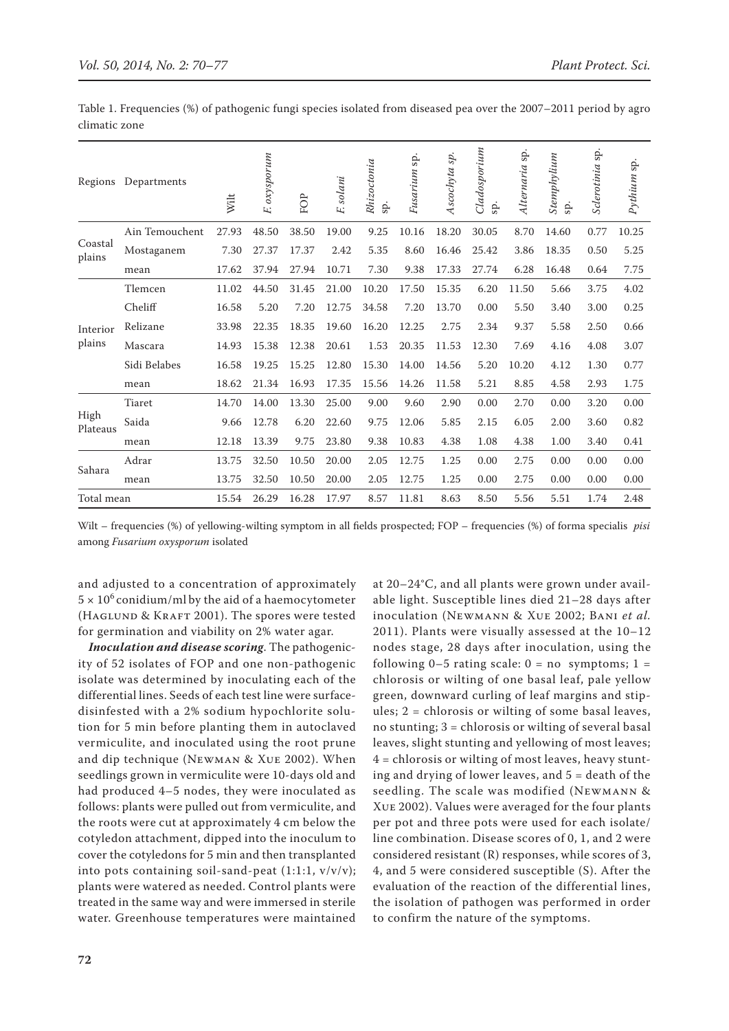Table 1. Frequencies (%) of pathogenic fungi species isolated from diseased pea over the 2007–2011 period by agro climatic zone

| Regions | Departments | Wilt | *F. oxysporum* | FOP | *F. solani* | *Rhizoctonia* sp. | *Fusarium* sp. | *Ascochyta sp.* | *Cladosporium* sp. | *Alternaria* sp. | *Stemphylium* sp. | *Sclerotinia* sp. | *Pythium* sp. |
|---|---|---|---|---|---|---|---|---|---|---|---|---|---|
| Coastal plains | Ain Temouchent | 27.93 | 48.50 | 38.50 | 19.00 | 9.25 | 10.16 | 18.20 | 30.05 | 8.70 | 14.60 | 0.77 | 10.25 |
| | Mostaganem | 7.30 | 27.37 | 17.37 | 2.42 | 5.35 | 8.60 | 16.46 | 25.42 | 3.86 | 18.35 | 0.50 | 5.25 |
| | mean | 17.62 | 37.94 | 27.94 | 10.71 | 7.30 | 9.38 | 17.33 | 27.74 | 6.28 | 16.48 | 0.64 | 7.75 |
| Interior plains | Tlemcen | 11.02 | 44.50 | 31.45 | 21.00 | 10.20 | 17.50 | 15.35 | 6.20 | 11.50 | 5.66 | 3.75 | 4.02 |
| | Cheliff | 16.58 | 5.20 | 7.20 | 12.75 | 34.58 | 7.20 | 13.70 | 0.00 | 5.50 | 3.40 | 3.00 | 0.25 |
| | Relizane | 33.98 | 22.35 | 18.35 | 19.60 | 16.20 | 12.25 | 2.75 | 2.34 | 9.37 | 5.58 | 2.50 | 0.66 |
| | Mascara | 14.93 | 15.38 | 12.38 | 20.61 | 1.53 | 20.35 | 11.53 | 12.30 | 7.69 | 4.16 | 4.08 | 3.07 |
| | Sidi Belabes | 16.58 | 19.25 | 15.25 | 12.80 | 15.30 | 14.00 | 14.56 | 5.20 | 10.20 | 4.12 | 1.30 | 0.77 |
| | mean | 18.62 | 21.34 | 16.93 | 17.35 | 15.56 | 14.26 | 11.58 | 5.21 | 8.85 | 4.58 | 2.93 | 1.75 |
| High Plateaus | Tiaret | 14.70 | 14.00 | 13.30 | 25.00 | 9.00 | 9.60 | 2.90 | 0.00 | 2.70 | 0.00 | 3.20 | 0.00 |
| | Saida | 9.66 | 12.78 | 6.20 | 22.60 | 9.75 | 12.06 | 5.85 | 2.15 | 6.05 | 2.00 | 3.60 | 0.82 |
| | mean | 12.18 | 13.39 | 9.75 | 23.80 | 9.38 | 10.83 | 4.38 | 1.08 | 4.38 | 1.00 | 3.40 | 0.41 |
| Sahara | Adrar | 13.75 | 32.50 | 10.50 | 20.00 | 2.05 | 12.75 | 1.25 | 0.00 | 2.75 | 0.00 | 0.00 | 0.00 |
| | mean | 13.75 | 32.50 | 10.50 | 20.00 | 2.05 | 12.75 | 1.25 | 0.00 | 2.75 | 0.00 | 0.00 | 0.00 |
| Total mean | | 15.54 | 26.29 | 16.28 | 17.97 | 8.57 | 11.81 | 8.63 | 8.50 | 5.56 | 5.51 | 1.74 | 2.48 |

Wilt – frequencies (%) of yellowing-wilting symptom in all fields prospected; FOP – frequencies (%) of forma specialis *pisi* among *Fusarium oxysporum* isolated

and adjusted to a concentration of approximately $5 \times 10^6$ conidium/ml by the aid of a haemocytometer (Haglund & Kraft 2001). The spores were tested for germination and viability on 2% water agar.

***Inoculation and disease scoring***. The pathogenicity of 52 isolates of FOP and one non-pathogenic isolate was determined by inoculating each of the differential lines. Seeds of each test line were surface-disinfested with a 2% sodium hypochlorite solution for 5 min before planting them in autoclaved vermiculite, and inoculated using the root prune and dip technique (Newman & Xue 2002). When seedlings grown in vermiculite were 10-days old and had produced 4–5 nodes, they were inoculated as follows: plants were pulled out from vermiculite, and the roots were cut at approximately 4 cm below the cotyledon attachment, dipped into the inoculum to cover the cotyledons for 5 min and then transplanted into pots containing soil-sand-peat (1:1:1, v/v/v); plants were watered as needed. Control plants were treated in the same way and were immersed in sterile water. Greenhouse temperatures were maintained at 20–24°C, and all plants were grown under available light. Susceptible lines died 21–28 days after inoculation (Newmann & Xue 2002; Bani *et al.* 2011). Plants were visually assessed at the 10–12 nodes stage, 28 days after inoculation, using the following 0–5 rating scale: 0 = no symptoms; 1 = chlorosis or wilting of one basal leaf, pale yellow green, downward curling of leaf margins and stipules; 2 = chlorosis or wilting of some basal leaves, no stunting; 3 = chlorosis or wilting of several basal leaves, slight stunting and yellowing of most leaves; 4 = chlorosis or wilting of most leaves, heavy stunting and drying of lower leaves, and 5 = death of the seedling. The scale was modified (Newmann & Xue 2002). Values were averaged for the four plants per pot and three pots were used for each isolate/line combination. Disease scores of 0, 1, and 2 were considered resistant (R) responses, while scores of 3, 4, and 5 were considered susceptible (S). After the evaluation of the reaction of the differential lines, the isolation of pathogen was performed in order to confirm the nature of the symptoms.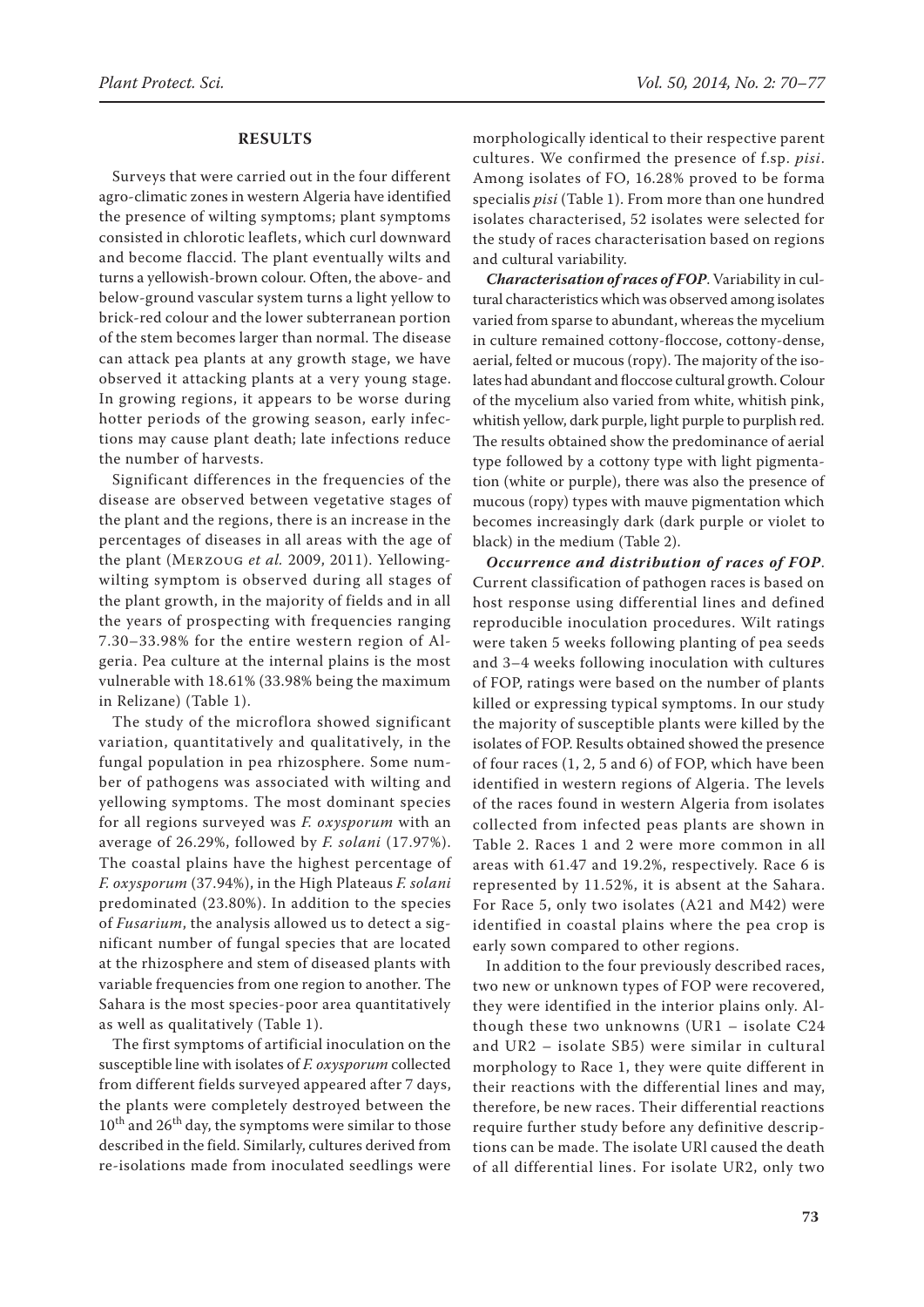## RESULTS

Surveys that were carried out in the four different agro-climatic zones in western Algeria have identified the presence of wilting symptoms; plant symptoms consisted in chlorotic leaflets, which curl downward and become flaccid. The plant eventually wilts and turns a yellowish-brown colour. Often, the above- and below-ground vascular system turns a light yellow to brick-red colour and the lower subterranean portion of the stem becomes larger than normal. The disease can attack pea plants at any growth stage, we have observed it attacking plants at a very young stage. In growing regions, it appears to be worse during hotter periods of the growing season, early infections may cause plant death; late infections reduce the number of harvests.

Significant differences in the frequencies of the disease are observed between vegetative stages of the plant and the regions, there is an increase in the percentages of diseases in all areas with the age of the plant (Merzoug *et al.* 2009, 2011). Yellowing-wilting symptom is observed during all stages of the plant growth, in the majority of fields and in all the years of prospecting with frequencies ranging 7.30–33.98% for the entire western region of Algeria. Pea culture at the internal plains is the most vulnerable with 18.61% (33.98% being the maximum in Relizane) (Table 1).

The study of the microflora showed significant variation, quantitatively and qualitatively, in the fungal population in pea rhizosphere. Some number of pathogens was associated with wilting and yellowing symptoms. The most dominant species for all regions surveyed was *F. oxysporum* with an average of 26.29%, followed by *F. solani* (17.97%). The coastal plains have the highest percentage of *F. oxysporum* (37.94%), in the High Plateaus *F. solani* predominated (23.80%). In addition to the species of *Fusarium*, the analysis allowed us to detect a significant number of fungal species that are located at the rhizosphere and stem of diseased plants with variable frequencies from one region to another. The Sahara is the most species-poor area quantitatively as well as qualitatively (Table 1).

The first symptoms of artificial inoculation on the susceptible line with isolates of *F. oxysporum* collected from different fields surveyed appeared after 7 days, the plants were completely destroyed between the 10th and 26th day, the symptoms were similar to those described in the field. Similarly, cultures derived from re-isolations made from inoculated seedlings were morphologically identical to their respective parent cultures. We confirmed the presence of f.sp. *pisi*. Among isolates of FO, 16.28% proved to be forma specialis *pisi* (Table 1). From more than one hundred isolates characterised, 52 isolates were selected for the study of races characterisation based on regions and cultural variability.

***Characterisation of races of FOP***. Variability in cultural characteristics which was observed among isolates varied from sparse to abundant, whereas the mycelium in culture remained cottony-floccose, cottony-dense, aerial, felted or mucous (ropy). The majority of the isolates had abundant and floccose cultural growth. Colour of the mycelium also varied from white, whitish pink, whitish yellow, dark purple, light purple to purplish red. The results obtained show the predominance of aerial type followed by a cottony type with light pigmentation (white or purple), there was also the presence of mucous (ropy) types with mauve pigmentation which becomes increasingly dark (dark purple or violet to black) in the medium (Table 2).

***Occurrence and distribution of races of FOP***. Current classification of pathogen races is based on host response using differential lines and defined reproducible inoculation procedures. Wilt ratings were taken 5 weeks following planting of pea seeds and 3–4 weeks following inoculation with cultures of FOP, ratings were based on the number of plants killed or expressing typical symptoms. In our study the majority of susceptible plants were killed by the isolates of FOP. Results obtained showed the presence of four races (1, 2, 5 and 6) of FOP, which have been identified in western regions of Algeria. The levels of the races found in western Algeria from isolates collected from infected peas plants are shown in Table 2. Races 1 and 2 were more common in all areas with 61.47 and 19.2%, respectively. Race 6 is represented by 11.52%, it is absent at the Sahara. For Race 5, only two isolates (A21 and M42) were identified in coastal plains where the pea crop is early sown compared to other regions.

In addition to the four previously described races, two new or unknown types of FOP were recovered, they were identified in the interior plains only. Although these two unknowns (UR1 – isolate C24 and UR2 – isolate SB5) were similar in cultural morphology to Race 1, they were quite different in their reactions with the differential lines and may, therefore, be new races. Their differential reactions require further study before any definitive descriptions can be made. The isolate URl caused the death of all differential lines. For isolate UR2, only two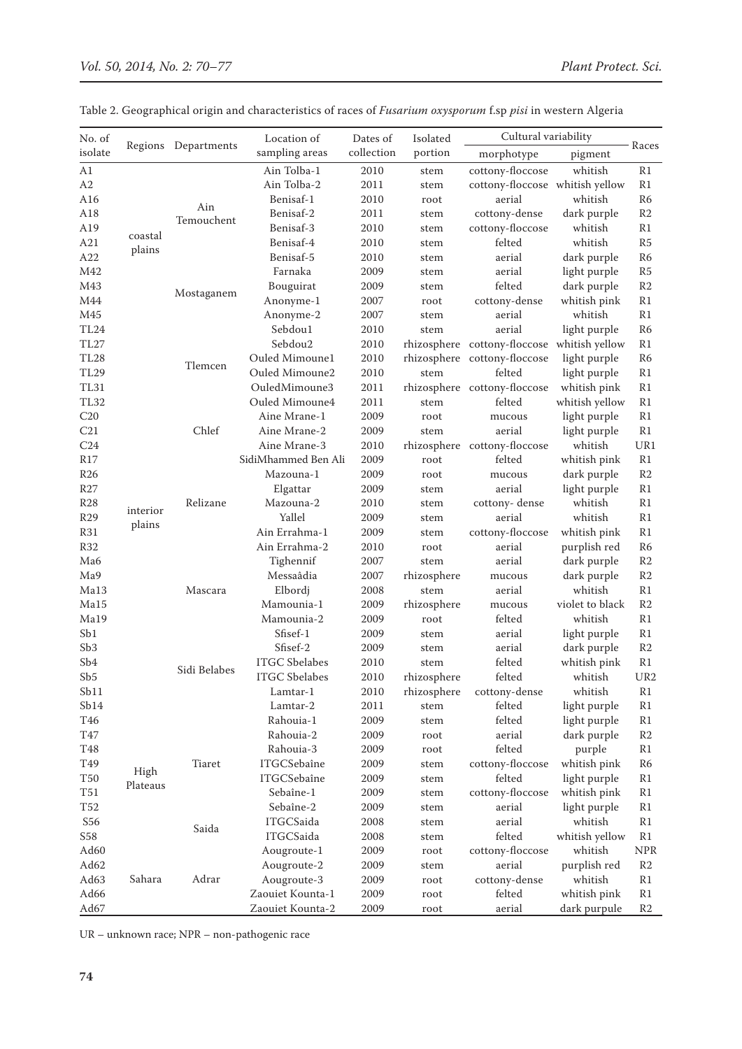Table 2. Geographical origin and characteristics of races of *Fusarium oxysporum* f.sp *pisi* in western Algeria

| No. of isolate | Regions | Departments | Location of sampling areas | Dates of collection | Isolated portion | Cultural variability | | Races |
|---|---|---|---|---|---|---|---|---|
| | | | | | | morphotype | pigment | |
| A1 | coastal plains | Ain Temouchent | Ain Tolba-1 | 2010 | stem | cottony-floccose | whitish | R1 |
| A2 | | | Ain Tolba-2 | 2011 | stem | cottony-floccose | whitish yellow | R1 |
| A16 | | | Benisaf-1 | 2010 | root | aerial | whitish | R6 |
| A18 | | | Benisaf-2 | 2011 | stem | cottony-dense | dark purple | R2 |
| A19 | | | Benisaf-3 | 2010 | stem | cottony-floccose | whitish | R1 |
| A21 | | | Benisaf-4 | 2010 | stem | felted | whitish | R5 |
| A22 | | | Benisaf-5 | 2010 | stem | aerial | dark purple | R6 |
| M42 | | Mostaganem | Farnaka | 2009 | stem | aerial | light purple | R5 |
| M43 | | | Bouguirat | 2009 | stem | felted | dark purple | R2 |
| M44 | | | Anonyme-1 | 2007 | root | cottony-dense | whitish pink | R1 |
| M45 | | | Anonyme-2 | 2007 | stem | aerial | whitish | R1 |
| TL24 | interior plains | Tlemcen | Sebdou1 | 2010 | stem | aerial | light purple | R6 |
| TL27 | | | Sebdou2 | 2010 | rhizosphere | cottony-floccose | whitish yellow | R1 |
| TL28 | | | Ouled Mimoune1 | 2010 | rhizosphere | cottony-floccose | light purple | R6 |
| TL29 | | | Ouled Mimoune2 | 2010 | stem | felted | light purple | R1 |
| TL31 | | | OuledMimoune3 | 2011 | rhizosphere | cottony-floccose | whitish pink | R1 |
| TL32 | | | Ouled Mimoune4 | 2011 | stem | felted | whitish yellow | R1 |
| C20 | | Chlef | Aine Mrane-1 | 2009 | root | mucous | light purple | R1 |
| C21 | | | Aine Mrane-2 | 2009 | stem | aerial | light purple | R1 |
| C24 | | | Aine Mrane-3 | 2010 | rhizosphere | cottony-floccose | whitish | UR1 |
| R17 | | Relizane | SidiMhammed Ben Ali | 2009 | root | felted | whitish pink | R1 |
| R26 | | | Mazouna-1 | 2009 | root | mucous | dark purple | R2 |
| R27 | | | Elgattar | 2009 | stem | aerial | light purple | R1 |
| R28 | | | Mazouna-2 | 2010 | stem | cottony- dense | whitish | R1 |
| R29 | | | Yallel | 2009 | stem | aerial | whitish | R1 |
| R31 | | | Ain Errahma-1 | 2009 | stem | cottony-floccose | whitish pink | R1 |
| R32 | | | Ain Errahma-2 | 2010 | root | aerial | purplish red | R6 |
| Ma6 | | Mascara | Tighennif | 2007 | stem | aerial | dark purple | R2 |
| Ma9 | | | Messaâdia | 2007 | rhizosphere | mucous | dark purple | R2 |
| Ma13 | | | Elbordj | 2008 | stem | aerial | whitish | R1 |
| Ma15 | | | Mamounia-1 | 2009 | rhizosphere | mucous | violet to black | R2 |
| Ma19 | | | Mamounia-2 | 2009 | root | felted | whitish | R1 |
| Sb1 | | Sidi Belabes | Sfisef-1 | 2009 | stem | aerial | light purple | R1 |
| Sb3 | | | Sfisef-2 | 2009 | stem | aerial | dark purple | R2 |
| Sb4 | | | ITGC Sbelabes | 2010 | stem | felted | whitish pink | R1 |
| Sb5 | | | ITGC Sbelabes | 2010 | rhizosphere | felted | whitish | UR2 |
| Sb11 | | | Lamtar-1 | 2010 | rhizosphere | cottony-dense | whitish | R1 |
| Sb14 | | | Lamtar-2 | 2011 | stem | felted | light purple | R1 |
| T46 | High Plateaus | Tiaret | Rahouia-1 | 2009 | stem | felted | light purple | R1 |
| T47 | | | Rahouia-2 | 2009 | root | aerial | dark purple | R2 |
| T48 | | | Rahouia-3 | 2009 | root | felted | purple | R1 |
| T49 | | | ITGCSebaîne | 2009 | stem | cottony-floccose | whitish pink | R6 |
| T50 | | | ITGCSebaîne | 2009 | stem | felted | light purple | R1 |
| T51 | | | Sebaîne-1 | 2009 | stem | cottony-floccose | whitish pink | R1 |
| T52 | | | Sebaîne-2 | 2009 | stem | aerial | light purple | R1 |
| S56 | | Saida | ITGCSaida | 2008 | stem | aerial | whitish | R1 |
| S58 | | | ITGCSaida | 2008 | stem | felted | whitish yellow | R1 |
| Ad60 | Sahara | Adrar | Aougroute-1 | 2009 | root | cottony-floccose | whitish | NPR |
| Ad62 | | | Aougroute-2 | 2009 | stem | aerial | purplish red | R2 |
| Ad63 | | | Aougroute-3 | 2009 | root | cottony-dense | whitish | R1 |
| Ad66 | | | Zaouiet Kounta-1 | 2009 | root | felted | whitish pink | R1 |
| Ad67 | | | Zaouiet Kounta-2 | 2009 | root | aerial | dark purpule | R2 |

UR – unknown race; NPR – non-pathogenic race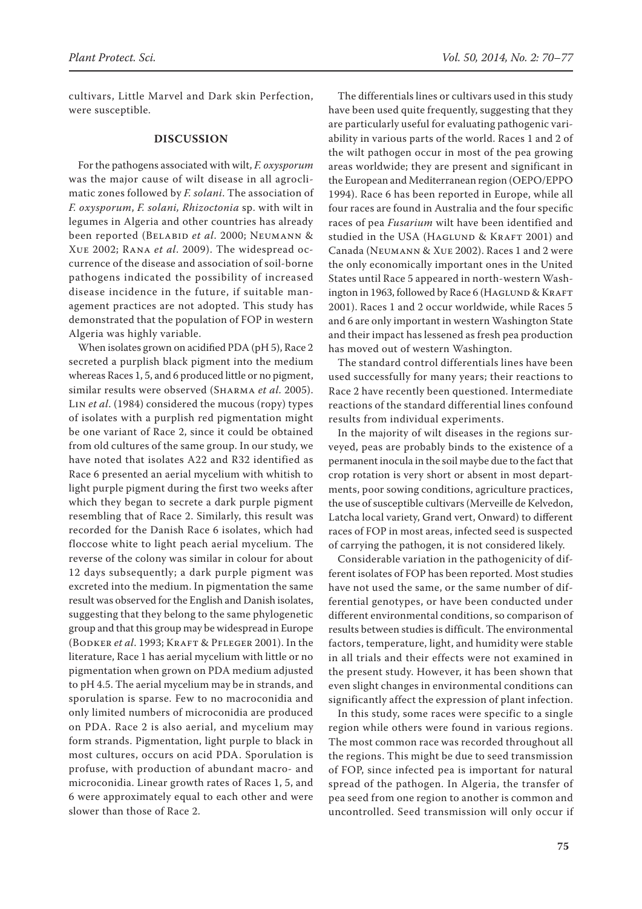cultivars, Little Marvel and Dark skin Perfection, were susceptible.

## DISCUSSION

For the pathogens associated with wilt, *F. oxysporum* was the major cause of wilt disease in all agroclimatic zones followed by *F. solani*. The association of *F. oxysporum*, *F. solani, Rhizoctonia* sp. with wilt in legumes in Algeria and other countries has already been reported (Belabid *et al*. 2000; Neumann & Xue 2002; Rana *et al*. 2009). The widespread occurrence of the disease and association of soil-borne pathogens indicated the possibility of increased disease incidence in the future, if suitable management practices are not adopted. This study has demonstrated that the population of FOP in western Algeria was highly variable.

When isolates grown on acidified PDA (pH 5), Race 2 secreted a purplish black pigment into the medium whereas Races 1, 5, and 6 produced little or no pigment, similar results were observed (Sharma *et al*. 2005). Lin *et al*. (1984) considered the mucous (ropy) types of isolates with a purplish red pigmentation might be one variant of Race 2, since it could be obtained from old cultures of the same group. In our study, we have noted that isolates A22 and R32 identified as Race 6 presented an aerial mycelium with whitish to light purple pigment during the first two weeks after which they began to secrete a dark purple pigment resembling that of Race 2. Similarly, this result was recorded for the Danish Race 6 isolates, which had floccose white to light peach aerial mycelium. The reverse of the colony was similar in colour for about 12 days subsequently; a dark purple pigment was excreted into the medium. In pigmentation the same result was observed for the English and Danish isolates, suggesting that they belong to the same phylogenetic group and that this group may be widespread in Europe (Bodker *et al*. 1993; Kraft & Pfleger 2001). In the literature, Race 1 has aerial mycelium with little or no pigmentation when grown on PDA medium adjusted to pH 4.5. The aerial mycelium may be in strands, and sporulation is sparse. Few to no macroconidia and only limited numbers of microconidia are produced on PDA. Race 2 is also aerial, and mycelium may form strands. Pigmentation, light purple to black in most cultures, occurs on acid PDA. Sporulation is profuse, with production of abundant macro- and microconidia. Linear growth rates of Races 1, 5, and 6 were approximately equal to each other and were slower than those of Race 2.

The differentials lines or cultivars used in this study have been used quite frequently, suggesting that they are particularly useful for evaluating pathogenic variability in various parts of the world. Races 1 and 2 of the wilt pathogen occur in most of the pea growing areas worldwide; they are present and significant in the European and Mediterranean region (OEPO/EPPO 1994). Race 6 has been reported in Europe, while all four races are found in Australia and the four specific races of pea *Fusarium* wilt have been identified and studied in the USA (Haglund & Kraft 2001) and Canada (Neumann & Xue 2002). Races 1 and 2 were the only economically important ones in the United States until Race 5 appeared in north-western Washington in 1963, followed by Race 6 (Haglund & Kraft 2001). Races 1 and 2 occur worldwide, while Races 5 and 6 are only important in western Washington State and their impact has lessened as fresh pea production has moved out of western Washington.

The standard control differentials lines have been used successfully for many years; their reactions to Race 2 have recently been questioned. Intermediate reactions of the standard differential lines confound results from individual experiments.

In the majority of wilt diseases in the regions surveyed, peas are probably binds to the existence of a permanent inocula in the soil maybe due to the fact that crop rotation is very short or absent in most departments, poor sowing conditions, agriculture practices, the use of susceptible cultivars (Merveille de Kelvedon, Latcha local variety, Grand vert, Onward) to different races of FOP in most areas, infected seed is suspected of carrying the pathogen, it is not considered likely.

Considerable variation in the pathogenicity of different isolates of FOP has been reported. Most studies have not used the same, or the same number of differential genotypes, or have been conducted under different environmental conditions, so comparison of results between studies is difficult. The environmental factors, temperature, light, and humidity were stable in all trials and their effects were not examined in the present study. However, it has been shown that even slight changes in environmental conditions can significantly affect the expression of plant infection.

In this study, some races were specific to a single region while others were found in various regions. The most common race was recorded throughout all the regions. This might be due to seed transmission of FOP, since infected pea is important for natural spread of the pathogen. In Algeria, the transfer of pea seed from one region to another is common and uncontrolled. Seed transmission will only occur if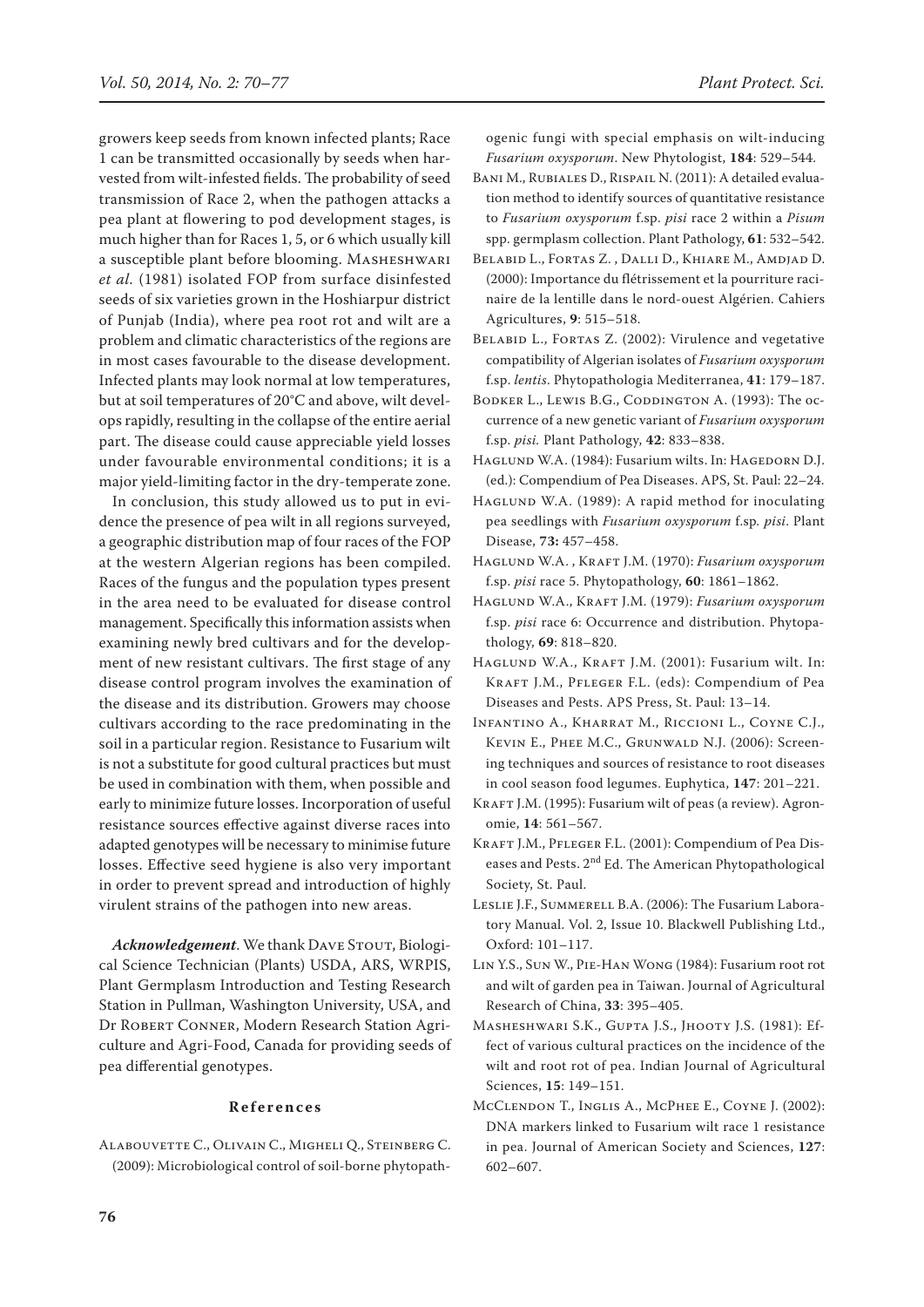growers keep seeds from known infected plants; Race 1 can be transmitted occasionally by seeds when harvested from wilt-infested fields. The probability of seed transmission of Race 2, when the pathogen attacks a pea plant at flowering to pod development stages, is much higher than for Races 1, 5, or 6 which usually kill a susceptible plant before blooming. Masheshwari *et al.* (1981) isolated FOP from surface disinfested seeds of six varieties grown in the Hoshiarpur district of Punjab (India), where pea root rot and wilt are a problem and climatic characteristics of the regions are in most cases favourable to the disease development. Infected plants may look normal at low temperatures, but at soil temperatures of 20°C and above, wilt develops rapidly, resulting in the collapse of the entire aerial part. The disease could cause appreciable yield losses under favourable environmental conditions; it is a major yield-limiting factor in the dry-temperate zone.

In conclusion, this study allowed us to put in evidence the presence of pea wilt in all regions surveyed, a geographic distribution map of four races of the FOP at the western Algerian regions has been compiled. Races of the fungus and the population types present in the area need to be evaluated for disease control management. Specifically this information assists when examining newly bred cultivars and for the development of new resistant cultivars. The first stage of any disease control program involves the examination of the disease and its distribution. Growers may choose cultivars according to the race predominating in the soil in a particular region. Resistance to Fusarium wilt is not a substitute for good cultural practices but must be used in combination with them, when possible and early to minimize future losses. Incorporation of useful resistance sources effective against diverse races into adapted genotypes will be necessary to minimise future losses. Effective seed hygiene is also very important in order to prevent spread and introduction of highly virulent strains of the pathogen into new areas.

***Acknowledgement***. We thank Dave Stout, Biological Science Technician (Plants) USDA, ARS, WRPIS, Plant Germplasm Introduction and Testing Research Station in Pullman, Washington University, USA, and Dr Robert Conner, Modern Research Station Agriculture and Agri-Food, Canada for providing seeds of pea differential genotypes.

## References

Alabouvette C., Olivain C., Migheli Q., Steinberg C. (2009): Microbiological control of soil-borne phytopathogenic fungi with special emphasis on wilt-inducing *Fusarium oxysporum*. New Phytologist, **184**: 529–544.

Bani M., Rubiales D., Rispail N. (2011): A detailed evaluation method to identify sources of quantitative resistance to *Fusarium oxysporum* f.sp. *pisi* race 2 within a *Pisum* spp. germplasm collection. Plant Pathology, **61**: 532–542.

Belabid L., Fortas Z. , Dalli D., Khiare M., Amdjad D. (2000): Importance du flétrissement et la pourriture racinaire de la lentille dans le nord-ouest Algérien. Cahiers Agricultures, **9**: 515–518.

Belabid L., Fortas Z. (2002): Virulence and vegetative compatibility of Algerian isolates of *Fusarium oxysporum* f.sp. *lentis*. Phytopathologia Mediterranea, **41**: 179–187.

Bodker L., Lewis B.G., Coddington A. (1993): The occurrence of a new genetic variant of *Fusarium oxysporum* f.sp. *pisi.* Plant Pathology, **42**: 833–838.

Haglund W.A. (1984): Fusarium wilts. In: Hagedorn D.J. (ed.): Compendium of Pea Diseases. APS, St. Paul: 22–24.

Haglund W.A. (1989): A rapid method for inoculating pea seedlings with *Fusarium oxysporum* f.sp. *pisi*. Plant Disease, **73:** 457–458.

Haglund W.A. , Kraft J.M. (1970): *Fusarium oxysporum* f.sp. *pisi* race 5. Phytopathology, **60**: 1861–1862.

Haglund W.A., Kraft J.M. (1979): *Fusarium oxysporum* f.sp. *pisi* race 6: Occurrence and distribution. Phytopathology, **69**: 818–820.

Haglund W.A., Kraft J.M. (2001): Fusarium wilt. In: Kraft J.M., Pfleger F.L. (eds): Compendium of Pea Diseases and Pests. APS Press, St. Paul: 13–14.

Infantino A., Kharrat M., Riccioni L., Coyne C.J., Kevin E., Phee M.C., Grunwald N.J. (2006): Screening techniques and sources of resistance to root diseases in cool season food legumes. Euphytica, **147**: 201–221.

Kraft J.M. (1995): Fusarium wilt of peas (a review). Agronomie, **14**: 561–567.

Kraft J.M., Pfleger F.L. (2001): Compendium of Pea Diseases and Pests. 2nd Ed. The American Phytopathological Society, St. Paul.

Leslie J.F., Summerell B.A. (2006): The Fusarium Laboratory Manual. Vol. 2, Issue 10. Blackwell Publishing Ltd., Oxford: 101–117.

Lin Y.S., Sun W., Pie-Han Wong (1984): Fusarium root rot and wilt of garden pea in Taiwan. Journal of Agricultural Research of China, **33**: 395–405.

Masheshwari S.K., Gupta J.S., Jhooty J.S. (1981): Effect of various cultural practices on the incidence of the wilt and root rot of pea. Indian Journal of Agricultural Sciences, **15**: 149–151.

McClendon T., Inglis A., McPhee E., Coyne J. (2002): DNA markers linked to Fusarium wilt race 1 resistance in pea. Journal of American Society and Sciences, **127**: 602–607.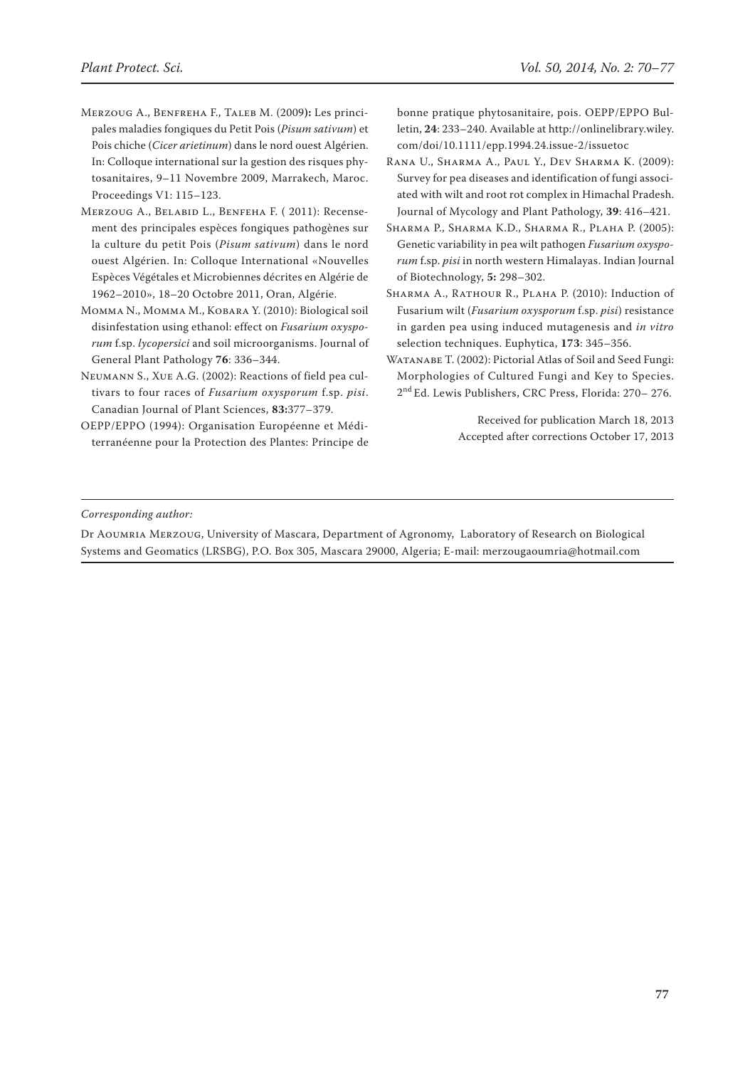Merzoug A., Benfreha F., Taleb M. (2009): Les principales maladies fongiques du Petit Pois (*Pisum sativum*) et Pois chiche (*Cicer arietinum*) dans le nord ouest Algérien. In: Colloque international sur la gestion des risques phytosanitaires, 9–11 Novembre 2009, Marrakech, Maroc. Proceedings V1: 115–123.

Merzoug A., Belabid L., Benfeha F. ( 2011): Recensement des principales espèces fongiques pathogènes sur la culture du petit Pois (*Pisum sativum*) dans le nord ouest Algérien. In: Colloque International «Nouvelles Espèces Végétales et Microbiennes décrites en Algérie de 1962–2010», 18–20 Octobre 2011, Oran, Algérie.

Momma N., Momma M., Kobara Y. (2010): Biological soil disinfestation using ethanol: effect on *Fusarium oxysporum* f.sp. *lycopersici* and soil microorganisms. Journal of General Plant Pathology **76**: 336–344.

Neumann S., Xue A.G. (2002): Reactions of field pea cultivars to four races of *Fusarium oxysporum* f.sp. *pisi*. Canadian Journal of Plant Sciences, **83:**377–379.

OEPP/EPPO (1994): Organisation Européenne et Méditerranéenne pour la Protection des Plantes: Principe de bonne pratique phytosanitaire, pois. OEPP/EPPO Bulletin, **24**: 233–240. Available at http://onlinelibrary.wiley.com/doi/10.1111/epp.1994.24.issue-2/issuetoc

Rana U., Sharma A., Paul Y., Dev Sharma K. (2009): Survey for pea diseases and identification of fungi associated with wilt and root rot complex in Himachal Pradesh. Journal of Mycology and Plant Pathology, **39**: 416–421.

Sharma P., Sharma K.D., Sharma R., Plaha P. (2005): Genetic variability in pea wilt pathogen *Fusarium oxysporum* f.sp. *pisi* in north western Himalayas. Indian Journal of Biotechnology, **5:** 298–302.

Sharma A., Rathour R., Plaha P. (2010): Induction of Fusarium wilt (*Fusarium oxysporum* f.sp. *pisi*) resistance in garden pea using induced mutagenesis and *in vitro* selection techniques. Euphytica, **173**: 345–356.

Watanabe T. (2002): Pictorial Atlas of Soil and Seed Fungi: Morphologies of Cultured Fungi and Key to Species. 2nd Ed. Lewis Publishers, CRC Press, Florida: 270– 276.

Received for publication March 18, 2013
Accepted after corrections October 17, 2013

*Corresponding author:*

Dr Aoumria Merzoug, University of Mascara, Department of Agronomy, Laboratory of Research on Biological Systems and Geomatics (LRSBG), P.O. Box 305, Mascara 29000, Algeria; E-mail: merzougaoumria@hotmail.com